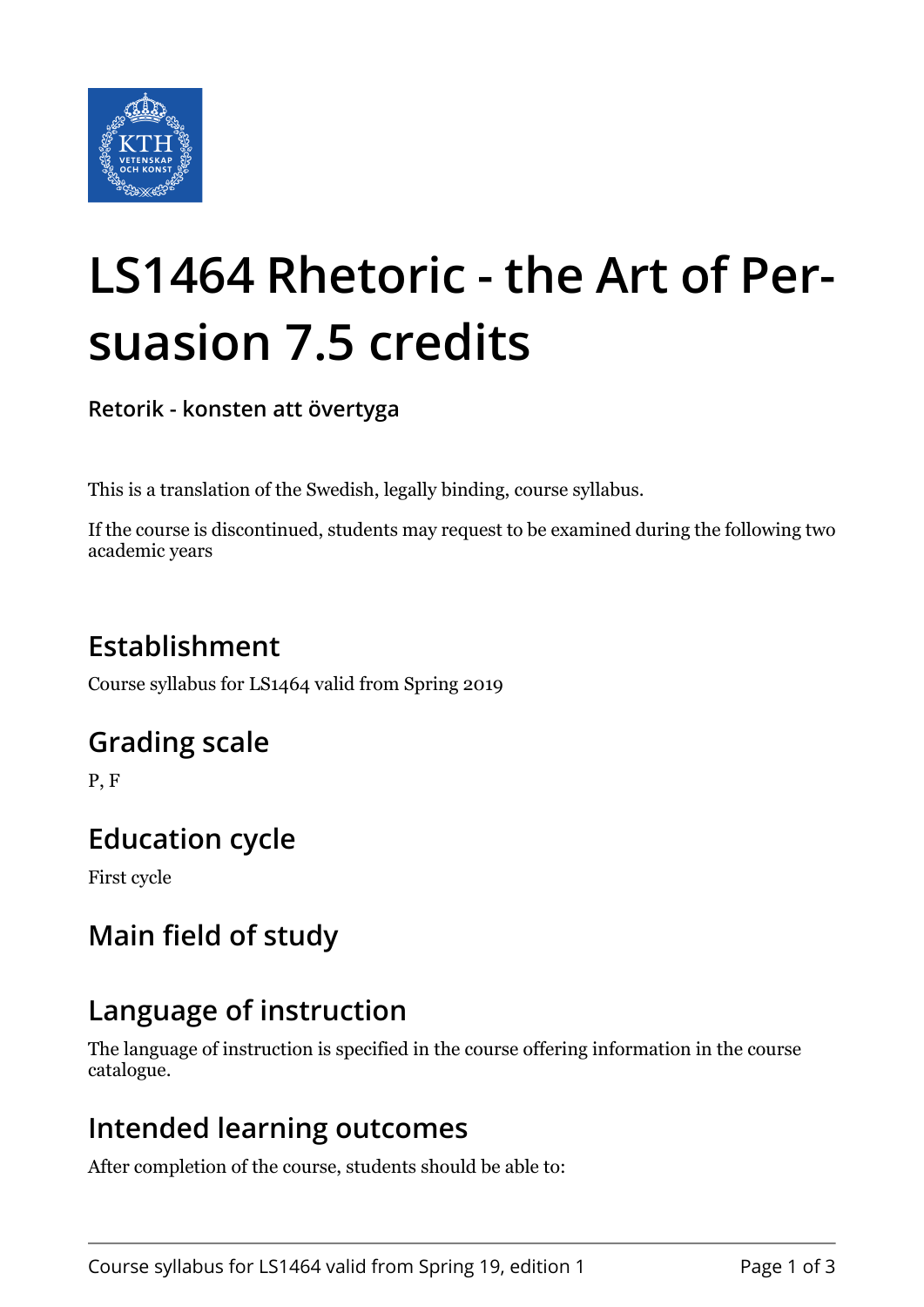# LS1464 Rhetoric - the Art of Persuasion 7.5 credits

**Retorik - konsten att övertyga**

This is a translation of the Swedish, legally binding, course syllabus.

If the course is discontinued, students may request to be examined during the following two academic years

## Establishment

Course syllabus for LS1464 valid from Spring 2019

## Grading scale

P, F

## Education cycle

First cycle

## Main field of study

## Language of instruction

The language of instruction is specified in the course offering information in the course catalogue.

## Intended learning outcomes

After completion of the course, students should be able to: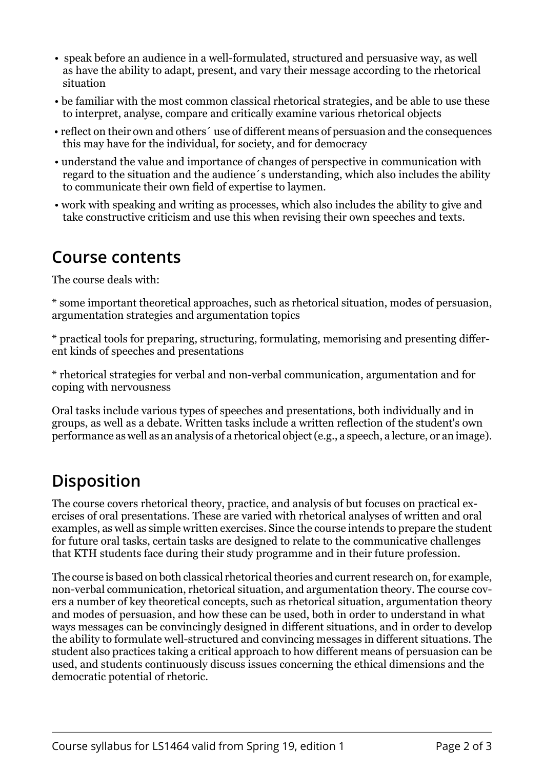- speak before an audience in a well-formulated, structured and persuasive way, as well as have the ability to adapt, present, and vary their message according to the rhetorical situation
- be familiar with the most common classical rhetorical strategies, and be able to use these to interpret, analyse, compare and critically examine various rhetorical objects
- reflect on their own and others´ use of different means of persuasion and the consequences this may have for the individual, for society, and for democracy
- understand the value and importance of changes of perspective in communication with regard to the situation and the audience´s understanding, which also includes the ability to communicate their own field of expertise to laymen.
- work with speaking and writing as processes, which also includes the ability to give and take constructive criticism and use this when revising their own speeches and texts.

## Course contents

The course deals with:

* some important theoretical approaches, such as rhetorical situation, modes of persuasion, argumentation strategies and argumentation topics

* practical tools for preparing, structuring, formulating, memorising and presenting different kinds of speeches and presentations

* rhetorical strategies for verbal and non-verbal communication, argumentation and for coping with nervousness

Oral tasks include various types of speeches and presentations, both individually and in groups, as well as a debate. Written tasks include a written reflection of the student's own performance as well as an analysis of a rhetorical object (e.g., a speech, a lecture, or an image).

## Disposition

The course covers rhetorical theory, practice, and analysis of but focuses on practical exercises of oral presentations. These are varied with rhetorical analyses of written and oral examples, as well as simple written exercises. Since the course intends to prepare the student for future oral tasks, certain tasks are designed to relate to the communicative challenges that KTH students face during their study programme and in their future profession.

The course is based on both classical rhetorical theories and current research on, for example, non-verbal communication, rhetorical situation, and argumentation theory. The course covers a number of key theoretical concepts, such as rhetorical situation, argumentation theory and modes of persuasion, and how these can be used, both in order to understand in what ways messages can be convincingly designed in different situations, and in order to develop the ability to formulate well-structured and convincing messages in different situations. The student also practices taking a critical approach to how different means of persuasion can be used, and students continuously discuss issues concerning the ethical dimensions and the democratic potential of rhetoric.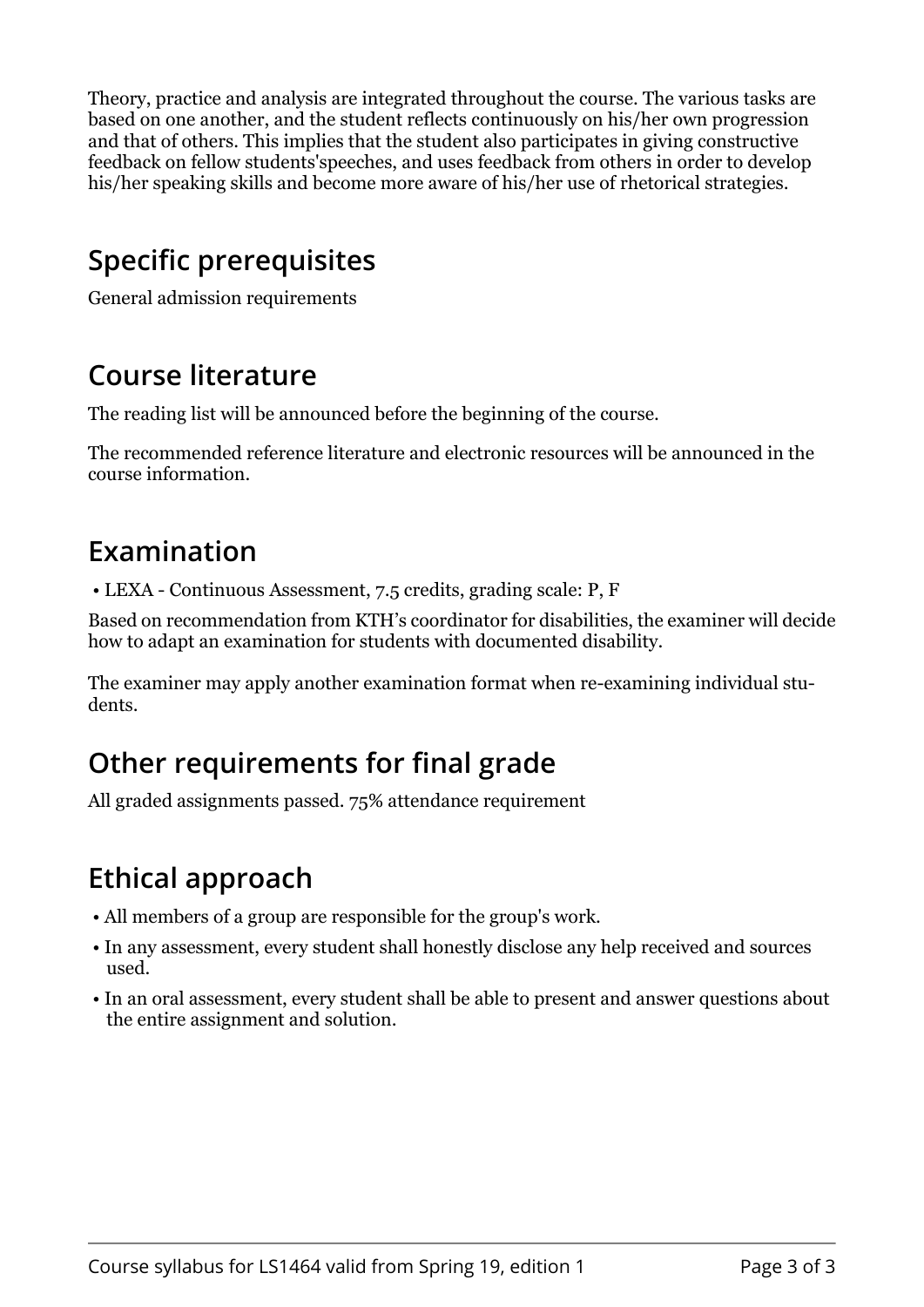Theory, practice and analysis are integrated throughout the course. The various tasks are based on one another, and the student reflects continuously on his/her own progression and that of others. This implies that the student also participates in giving constructive feedback on fellow students'speeches, and uses feedback from others in order to develop his/her speaking skills and become more aware of his/her use of rhetorical strategies.

## Specific prerequisites

General admission requirements

## Course literature

The reading list will be announced before the beginning of the course.

The recommended reference literature and electronic resources will be announced in the course information.

## Examination

- LEXA - Continuous Assessment, 7.5 credits, grading scale: P, F

Based on recommendation from KTH's coordinator for disabilities, the examiner will decide how to adapt an examination for students with documented disability.

The examiner may apply another examination format when re-examining individual students.

## Other requirements for final grade

All graded assignments passed. 75% attendance requirement

## Ethical approach

- All members of a group are responsible for the group's work.
- In any assessment, every student shall honestly disclose any help received and sources used.
- In an oral assessment, every student shall be able to present and answer questions about the entire assignment and solution.